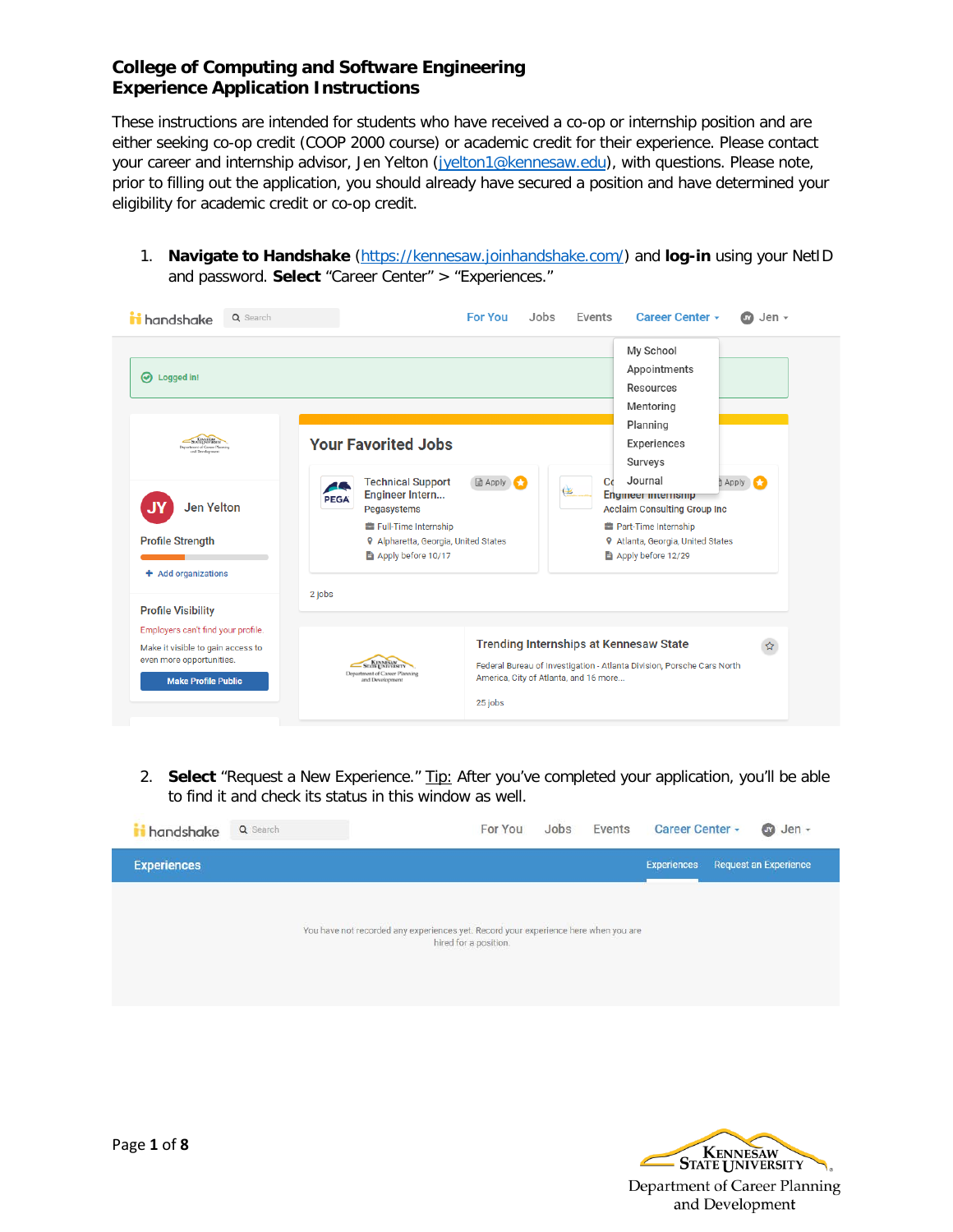# College of Computing and Software Engineering
# Experience Application Instructions

These instructions are intended for students who have received a co-op or internship position and are either seeking co-op credit (COOP 2000 course) or academic credit for their experience. Please contact your career and internship advisor, Jen Yelton (jyelton1@kennesaw.edu), with questions. Please note, prior to filling out the application, you should already have secured a position and have determined your eligibility for academic credit or co-op credit.

1. **Navigate to Handshake** (https://kennesaw.joinhandshake.com/) and **log-in** using your NetID and password. **Select** "Career Center" > "Experiences."

2. **Select** "Request a New Experience." Tip: After you've completed your application, you'll be able to find it and check its status in this window as well.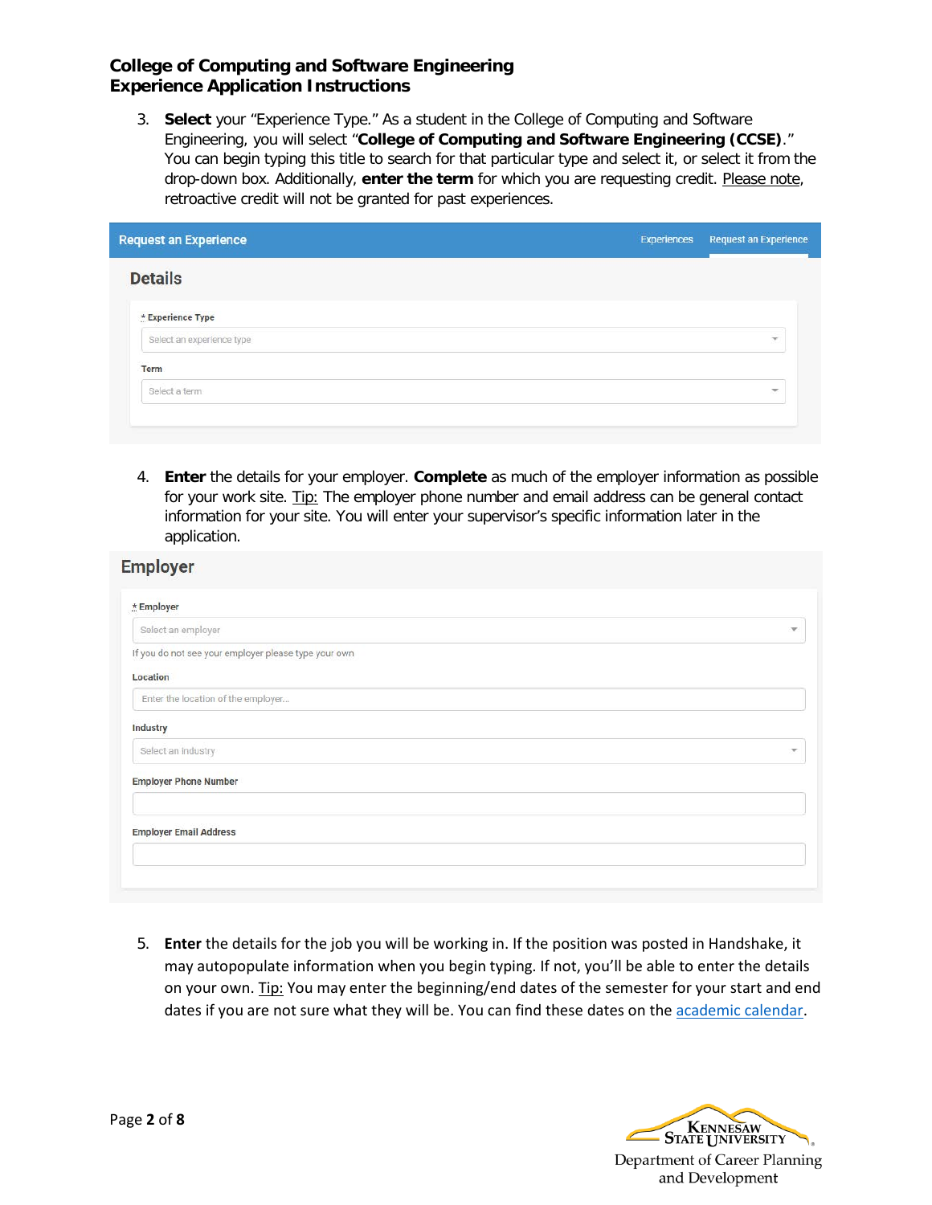3. **Select** your "Experience Type." As a student in the College of Computing and Software Engineering, you will select "**College of Computing and Software Engineering (CCSE)**." You can begin typing this title to search for that particular type and select it, or select it from the drop-down box. Additionally, **enter the term** for which you are requesting credit. Please note, retroactive credit will not be granted for past experiences.

**Request an Experience** — Experiences | Request an Experience

**Details**

\* Experience Type: Select an experience type

Term: Select a term

4. **Enter** the details for your employer. **Complete** as much of the employer information as possible for your work site. Tip: The employer phone number and email address can be general contact information for your site. You will enter your supervisor's specific information later in the application.

**Employer**

\* Employer: Select an employer

If you do not see your employer please type your own

Location: Enter the location of the employer...

Industry: Select an industry

Employer Phone Number

Employer Email Address

5. **Enter** the details for the job you will be working in. If the position was posted in Handshake, it may autopopulate information when you begin typing. If not, you'll be able to enter the details on your own. Tip: You may enter the beginning/end dates of the semester for your start and end dates if you are not sure what they will be. You can find these dates on the academic calendar.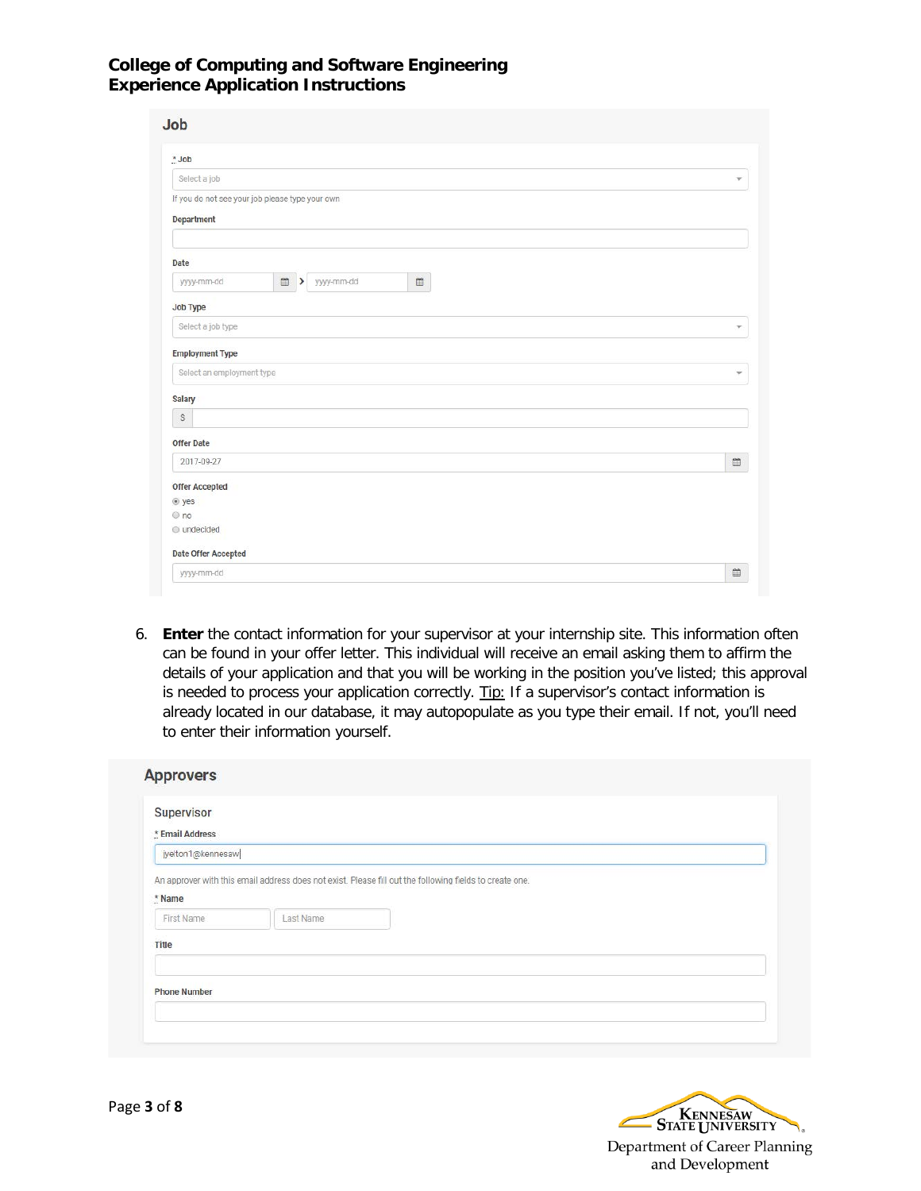**College of Computing and Software Engineering**
**Experience Application Instructions**

## Job

\* Job

Select a job

If you do not see your job please type your own

Department

Date

yyyy-mm-dd > yyyy-mm-dd

Job Type

Select a job type

Employment Type

Select an employment type

Salary

$

Offer Date

2017-09-27

Offer Accepted

- yes
- no
- undecided

Date Offer Accepted

yyyy-mm-dd

6. **Enter** the contact information for your supervisor at your internship site. This information often can be found in your offer letter. This individual will receive an email asking them to affirm the details of your application and that you will be working in the position you've listed; this approval is needed to process your application correctly. Tip: If a supervisor's contact information is already located in our database, it may autopopulate as you type their email. If not, you'll need to enter their information yourself.

## Approvers

Supervisor

\* Email Address

jyelton1@kennesaw

An approver with this email address does not exist. Please fill out the following fields to create one.

\* Name

First Name | Last Name

Title

Phone Number

Department of Career Planning and Development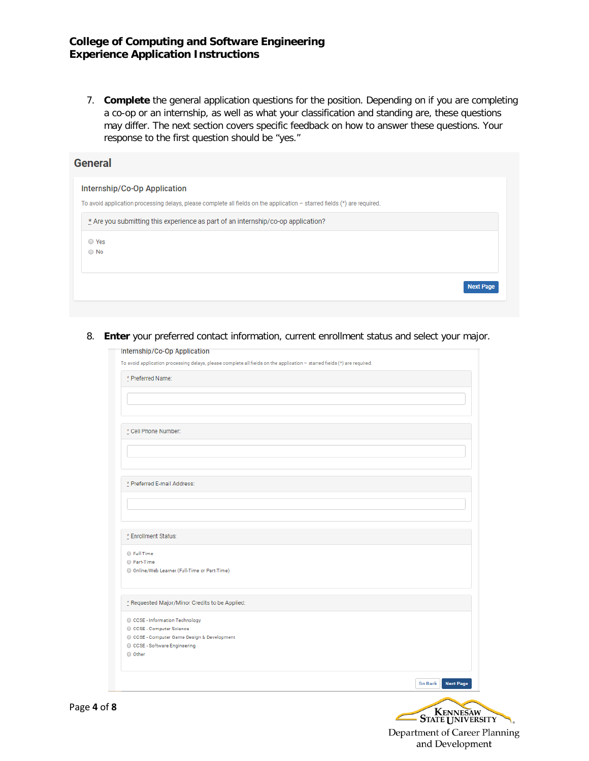7. **Complete** the general application questions for the position. Depending on if you are completing a co-op or an internship, as well as what your classification and standing are, these questions may differ. The next section covers specific feedback on how to answer these questions. Your response to the first question should be "yes."

## General

### Internship/Co-Op Application

To avoid application processing delays, please complete all fields on the application – starred fields (*) are required.

* Are you submitting this experience as part of an internship/co-op application?

- Yes
- No

Next Page

8. **Enter** your preferred contact information, current enrollment status and select your major.

### Internship/Co-Op Application

To avoid application processing delays, please complete all fields on the application – starred fields (*) are required.

* Preferred Name:

* Cell Phone Number:

* Preferred E-mail Address:

* Enrollment Status:

- Full-Time
- Part-Time
- Online/Web Learner (Full-Time or Part-Time)

* Requested Major/Minor Credits to be Applied:

- CCSE - Information Technology
- CCSE - Computer Science
- CCSE - Computer Game Design & Development
- CCSE - Software Engineering
- Other

Go Back | Next Page

Kennesaw State University
Department of Career Planning and Development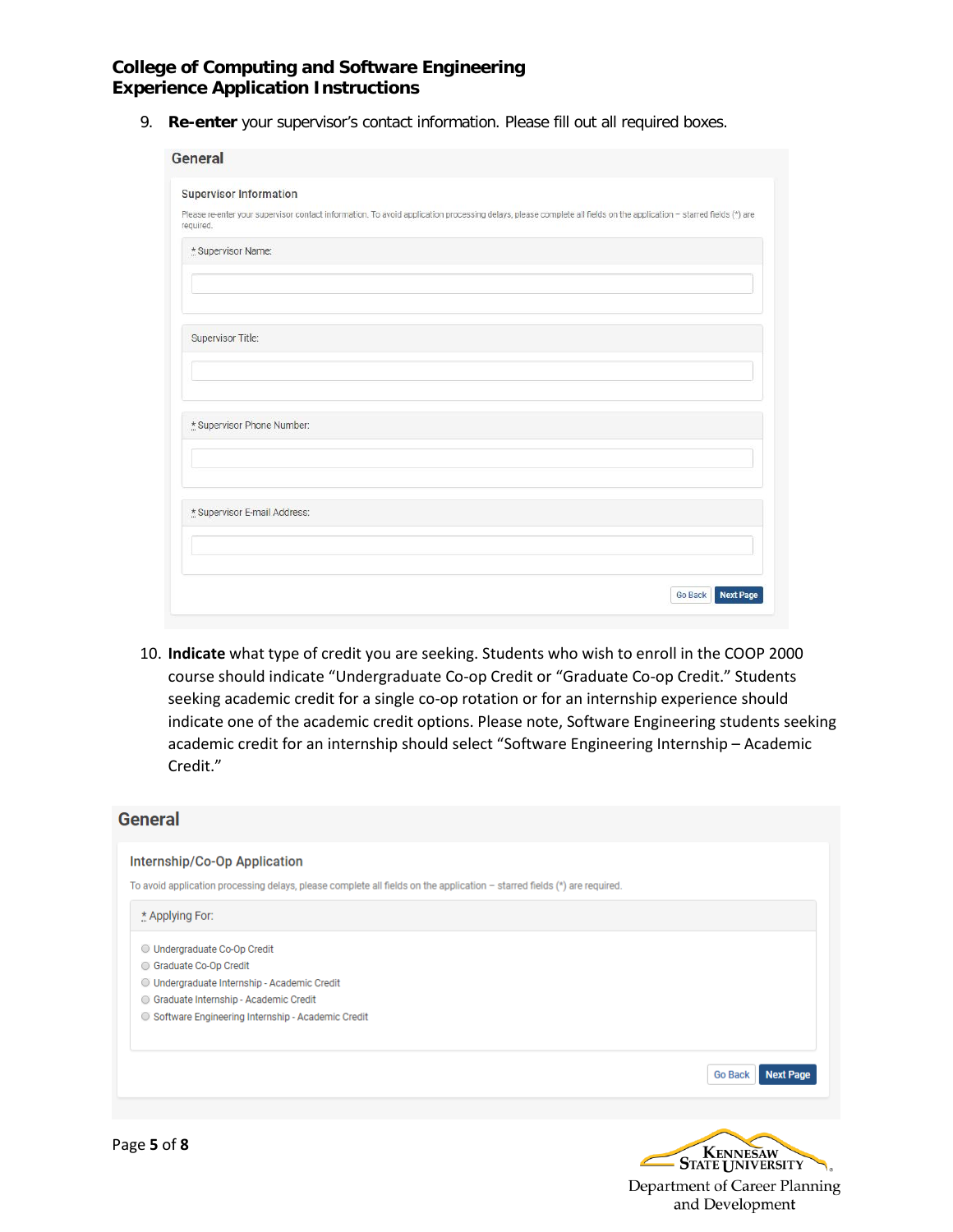9. **Re-enter** your supervisor's contact information. Please fill out all required boxes.

General

Supervisor Information

Please re-enter your supervisor contact information. To avoid application processing delays, please complete all fields on the application – starred fields (*) are required.

\* Supervisor Name:

Supervisor Title:

\* Supervisor Phone Number:

\* Supervisor E-mail Address:

Go Back | Next Page

10. **Indicate** what type of credit you are seeking. Students who wish to enroll in the COOP 2000 course should indicate "Undergraduate Co-op Credit or "Graduate Co-op Credit." Students seeking academic credit for a single co-op rotation or for an internship experience should indicate one of the academic credit options. Please note, Software Engineering students seeking academic credit for an internship should select "Software Engineering Internship – Academic Credit."

General

Internship/Co-Op Application

To avoid application processing delays, please complete all fields on the application – starred fields (*) are required.

\* Applying For:

- Undergraduate Co-Op Credit
- Graduate Co-Op Credit
- Undergraduate Internship - Academic Credit
- Graduate Internship - Academic Credit
- Software Engineering Internship - Academic Credit

Go Back | Next Page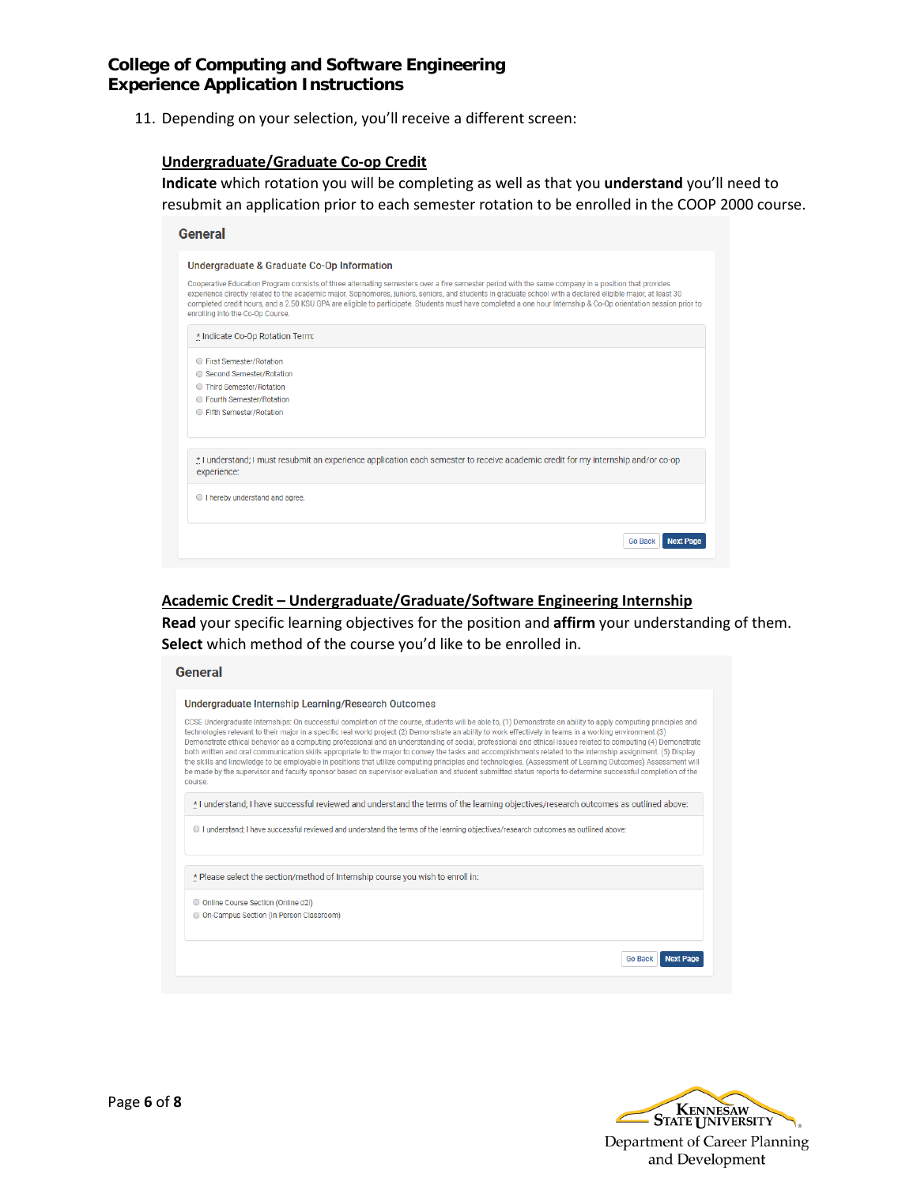11. Depending on your selection, you'll receive a different screen:

**<u>Undergraduate/Graduate Co-op Credit</u>**

**Indicate** which rotation you will be completing as well as that you **understand** you'll need to resubmit an application prior to each semester rotation to be enrolled in the COOP 2000 course.

**General**

Undergraduate & Graduate Co-Op Information

Cooperative Education Program consists of three alternating semesters over a five semester period with the same company in a position that provides experience directly related to the academic major. Sophomores, juniors, seniors, and students in graduate school with a declared eligible major, at least 30 completed credit hours, and a 2.50 KSU GPA are eligible to participate. Students must have completed a one hour Internship & Co-Op orientation session prior to enrolling into the Co-Op Course.

* Indicate Co-Op Rotation Term:

- First Semester/Rotation
- Second Semester/Rotation
- Third Semester/Rotation
- Fourth Semester/Rotation
- Fifth Semester/Rotation

* I understand; I must resubmit an experience application each semester to receive academic credit for my internship and/or co-op experience:

- I hereby understand and agree.

Go Back | Next Page

**<u>Academic Credit – Undergraduate/Graduate/Software Engineering Internship</u>**

**Read** your specific learning objectives for the position and **affirm** your understanding of them. **Select** which method of the course you'd like to be enrolled in.

**General**

Undergraduate Internship Learning/Research Outcomes

CCSE Undergraduate Internships: On successful completion of the course, students will be able to, (1) Demonstrate an ability to apply computing principles and technologies relevant to their major in a specific real world project (2) Demonstrate an ability to work effectively in teams in a working environment (3) Demonstrate ethical behavior as a computing professional and an understanding of social, professional and ethical issues related to computing (4) Demonstrate both written and oral communication skills appropriate to the major to convey the tasks and accomplishments related to the internship assignment. (5) Display the skills and knowledge to be employable in positions that utilize computing principles and technologies. (Assessment of Learning Outcomes) Assessment will be made by the supervisor and faculty sponsor based on supervisor evaluation and student submitted status reports to determine successful completion of the course.

* I understand; I have successful reviewed and understand the terms of the learning objectives/research outcomes as outlined above:

- I understand; I have successful reviewed and understand the terms of the learning objectives/research outcomes as outlined above:

* Please select the section/method of Internship course you wish to enroll in:

- Online Course Section (Online d2l)
- On-Campus Section (In Person Classroom)

Go Back | Next Page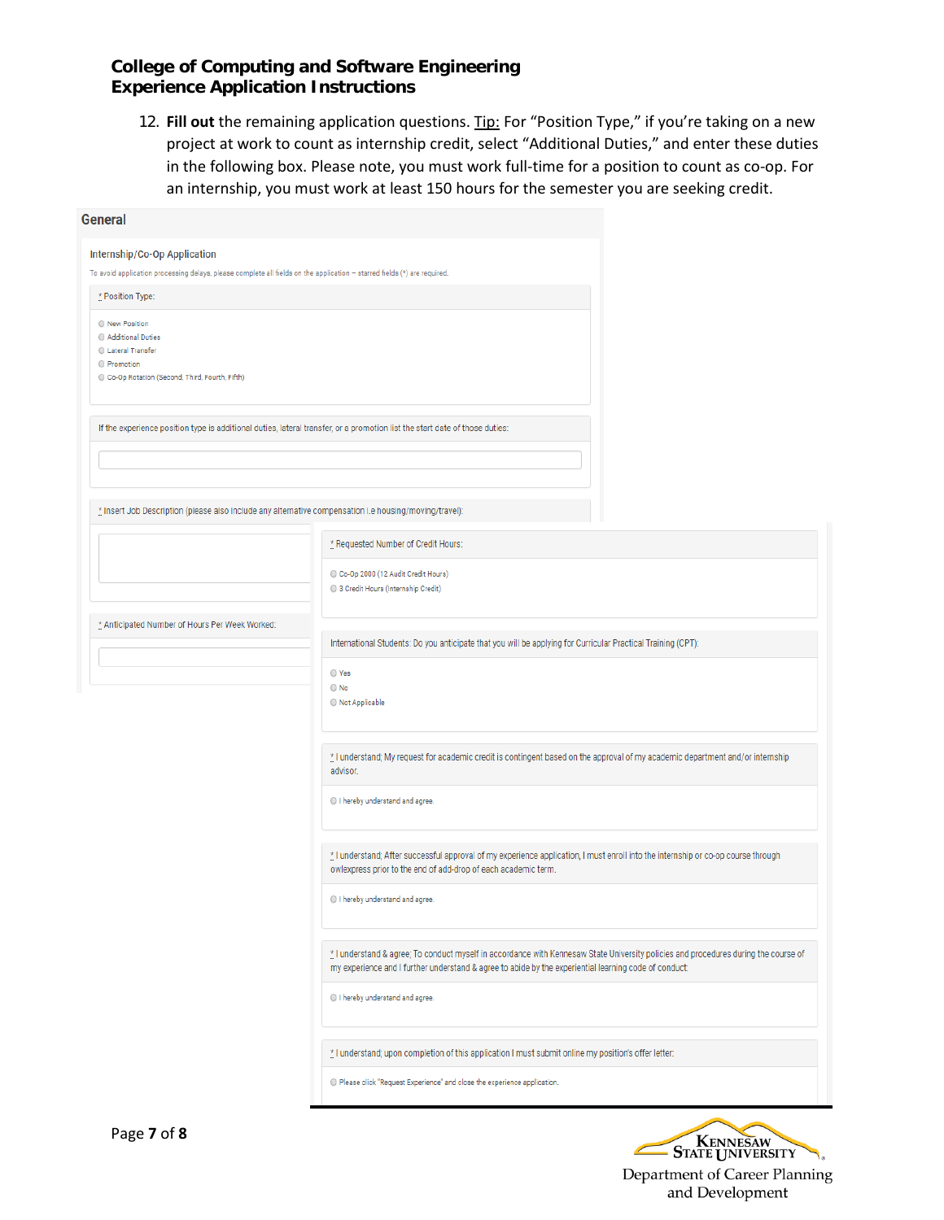**College of Computing and Software Engineering**
**Experience Application Instructions**

12. **Fill out** the remaining application questions. Tip: For "Position Type," if you're taking on a new project at work to count as internship credit, select "Additional Duties," and enter these duties in the following box. Please note, you must work full-time for a position to count as co-op. For an internship, you must work at least 150 hours for the semester you are seeking credit.

**General**

Internship/Co-Op Application

To avoid application processing delays, please complete all fields on the application – starred fields (*) are required.

* Position Type:

- New Position
- Additional Duties
- Lateral Transfer
- Promotion
- Co-Op Rotation (Second, Third, Fourth, Fifth)

If the experience position type is additional duties, lateral transfer, or a promotion list the start date of those duties:

* Insert Job Description (please also include any alternative compensation i.e housing/moving/travel):

* Anticipated Number of Hours Per Week Worked:

* Requested Number of Credit Hours:

- Co-Op 2000 (12 Audit Credit Hours)
- 3 Credit Hours (Internship Credit)

International Students: Do you anticipate that you will be applying for Curricular Practical Training (CPT):

- Yes
- No
- Not Applicable

* I understand; My request for academic credit is contingent based on the approval of my academic department and/or internship advisor.

- I hereby understand and agree.

* I understand; After successful approval of my experience application, I must enroll into the internship or co-op course through owlexpress prior to the end of add-drop of each academic term.

- I hereby understand and agree.

* I understand & agree; To conduct myself in accordance with Kennesaw State University policies and procedures during the course of my experience and I further understand & agree to abide by the experiential learning code of conduct.

- I hereby understand and agree.

* I understand; upon completion of this application I must submit online my position's offer letter.

- Please click "Request Experience" and close the experience application.

Kennesaw State University
Department of Career Planning and Development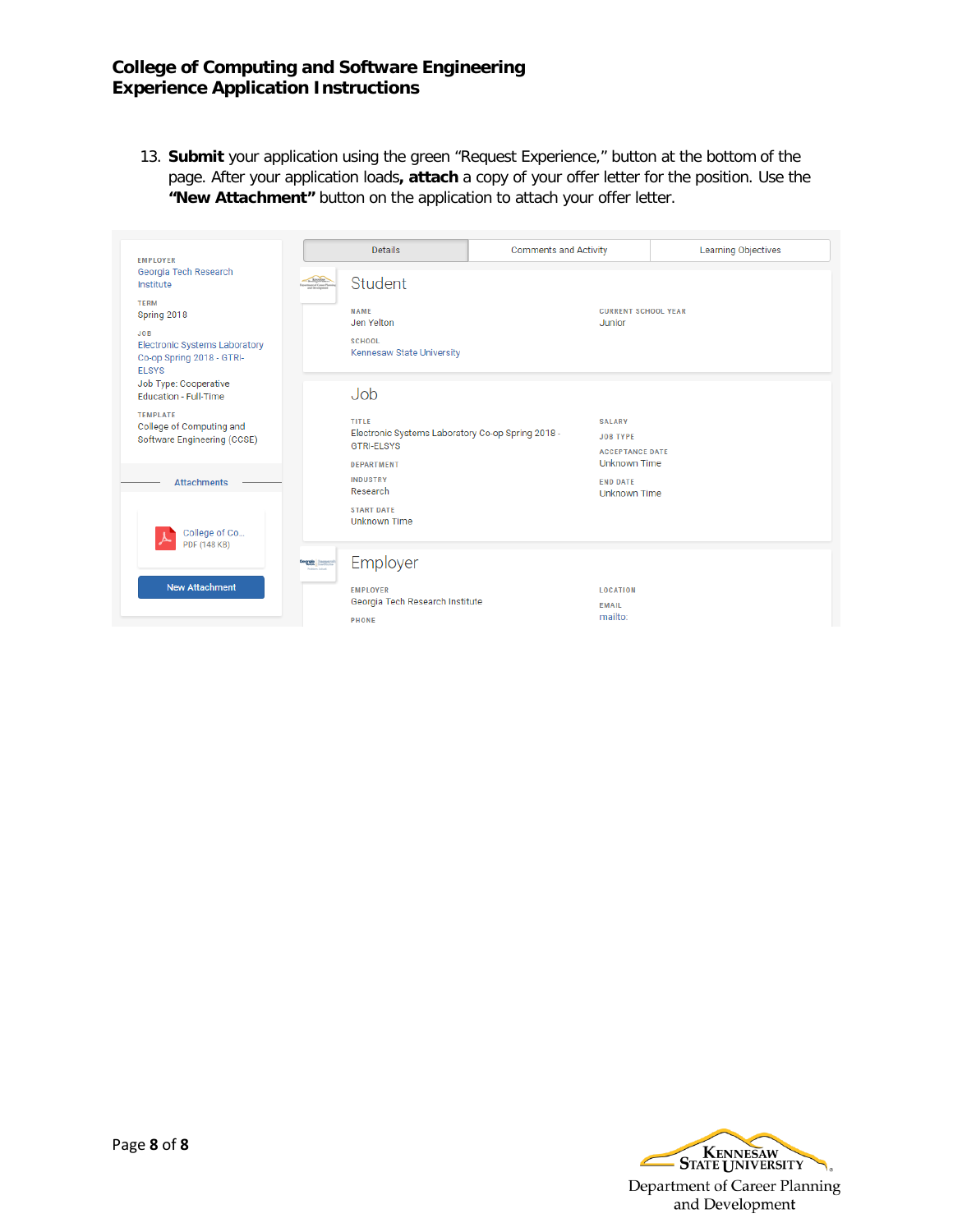**College of Computing and Software Engineering**
**Experience Application Instructions**

13. **Submit** your application using the green "Request Experience," button at the bottom of the page. After your application loads**, attach** a copy of your offer letter for the position. Use the **"New Attachment"** button on the application to attach your offer letter.

EMPLOYER
Georgia Tech Research Institute

TERM
Spring 2018

JOB
Electronic Systems Laboratory Co-op Spring 2018 - GTRI-ELSYS
Job Type: Cooperative Education - Full-Time

TEMPLATE
College of Computing and Software Engineering (CCSE)

Attachments

College of Co...
PDF (148 KB)

New Attachment

Details | Comments and Activity | Learning Objectives

Student

NAME
Jen Yelton

CURRENT SCHOOL YEAR
Junior

SCHOOL
Kennesaw State University

Job

TITLE
Electronic Systems Laboratory Co-op Spring 2018 - GTRI-ELSYS

SALARY

JOB TYPE

DEPARTMENT

ACCEPTANCE DATE
Unknown Time

INDUSTRY
Research

END DATE
Unknown Time

START DATE
Unknown Time

Employer

EMPLOYER
Georgia Tech Research Institute

LOCATION

EMAIL
mailto:

PHONE

Kennesaw State University
Department of Career Planning and Development